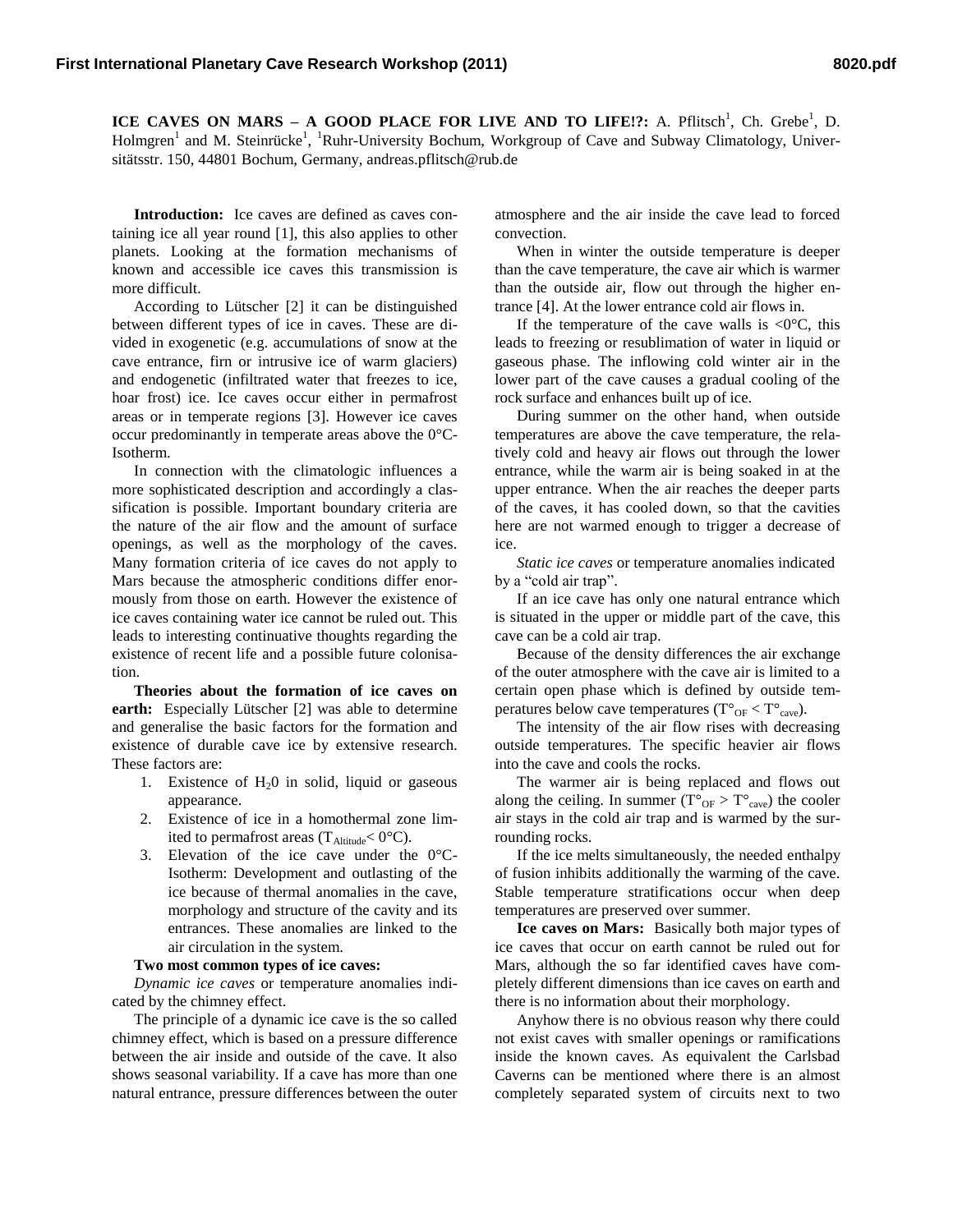**ICE CAVES ON MARS – A GOOD PLACE FOR LIVE AND TO LIFE!?:** A. Pflitsch[1], Ch. Grebe[1], D. Holmgren[1] and M. Steinrücke[1], [1]Ruhr-University Bochum, Workgroup of Cave and Subway Climatology, Universitätsstr. 150, 44801 Bochum, Germany, andreas.pflitsch@rub.de

**Introduction:** Ice caves are defined as caves containing ice all year round [1], this also applies to other planets. Looking at the formation mechanisms of known and accessible ice caves this transmission is more difficult.

According to Lütscher [2] it can be distinguished between different types of ice in caves. These are divided in exogenetic (e.g. accumulations of snow at the cave entrance, firn or intrusive ice of warm glaciers) and endogenetic (infiltrated water that freezes to ice, hoar frost) ice. Ice caves occur either in permafrost areas or in temperate regions [3]. However ice caves occur predominantly in temperate areas above the 0°C-Isotherm.

In connection with the climatologic influences a more sophisticated description and accordingly a classification is possible. Important boundary criteria are the nature of the air flow and the amount of surface openings, as well as the morphology of the caves. Many formation criteria of ice caves do not apply to Mars because the atmospheric conditions differ enormously from those on earth. However the existence of ice caves containing water ice cannot be ruled out. This leads to interesting continuative thoughts regarding the existence of recent life and a possible future colonisation.

**Theories about the formation of ice caves on earth:** Especially Lütscher [2] was able to determine and generalise the basic factors for the formation and existence of durable cave ice by extensive research. These factors are:

1. Existence of $H_20$ in solid, liquid or gaseous appearance.
2. Existence of ice in a homothermal zone limited to permafrost areas ($T_{Altitude} < 0°C$).
3. Elevation of the ice cave under the 0°C-Isotherm: Development and outlasting of the ice because of thermal anomalies in the cave, morphology and structure of the cavity and its entrances. These anomalies are linked to the air circulation in the system.

**Two most common types of ice caves:**

*Dynamic ice caves* or temperature anomalies indicated by the chimney effect.

The principle of a dynamic ice cave is the so called chimney effect, which is based on a pressure difference between the air inside and outside of the cave. It also shows seasonal variability. If a cave has more than one natural entrance, pressure differences between the outer atmosphere and the air inside the cave lead to forced convection.

When in winter the outside temperature is deeper than the cave temperature, the cave air which is warmer than the outside air, flow out through the higher entrance [4]. At the lower entrance cold air flows in.

If the temperature of the cave walls is <0°C, this leads to freezing or resublimation of water in liquid or gaseous phase. The inflowing cold winter air in the lower part of the cave causes a gradual cooling of the rock surface and enhances built up of ice.

During summer on the other hand, when outside temperatures are above the cave temperature, the relatively cold and heavy air flows out through the lower entrance, while the warm air is being soaked in at the upper entrance. When the air reaches the deeper parts of the caves, it has cooled down, so that the cavities here are not warmed enough to trigger a decrease of ice.

*Static ice caves* or temperature anomalies indicated by a "cold air trap".

If an ice cave has only one natural entrance which is situated in the upper or middle part of the cave, this cave can be a cold air trap.

Because of the density differences the air exchange of the outer atmosphere with the cave air is limited to a certain open phase which is defined by outside temperatures below cave temperatures ($T°_{OF} < T°_{cave}$).

The intensity of the air flow rises with decreasing outside temperatures. The specific heavier air flows into the cave and cools the rocks.

The warmer air is being replaced and flows out along the ceiling. In summer ($T°_{OF} > T°_{cave}$) the cooler air stays in the cold air trap and is warmed by the surrounding rocks.

If the ice melts simultaneously, the needed enthalpy of fusion inhibits additionally the warming of the cave. Stable temperature stratifications occur when deep temperatures are preserved over summer.

**Ice caves on Mars:** Basically both major types of ice caves that occur on earth cannot be ruled out for Mars, although the so far identified caves have completely different dimensions than ice caves on earth and there is no information about their morphology.

Anyhow there is no obvious reason why there could not exist caves with smaller openings or ramifications inside the known caves. As equivalent the Carlsbad Caverns can be mentioned where there is an almost completely separated system of circuits next to two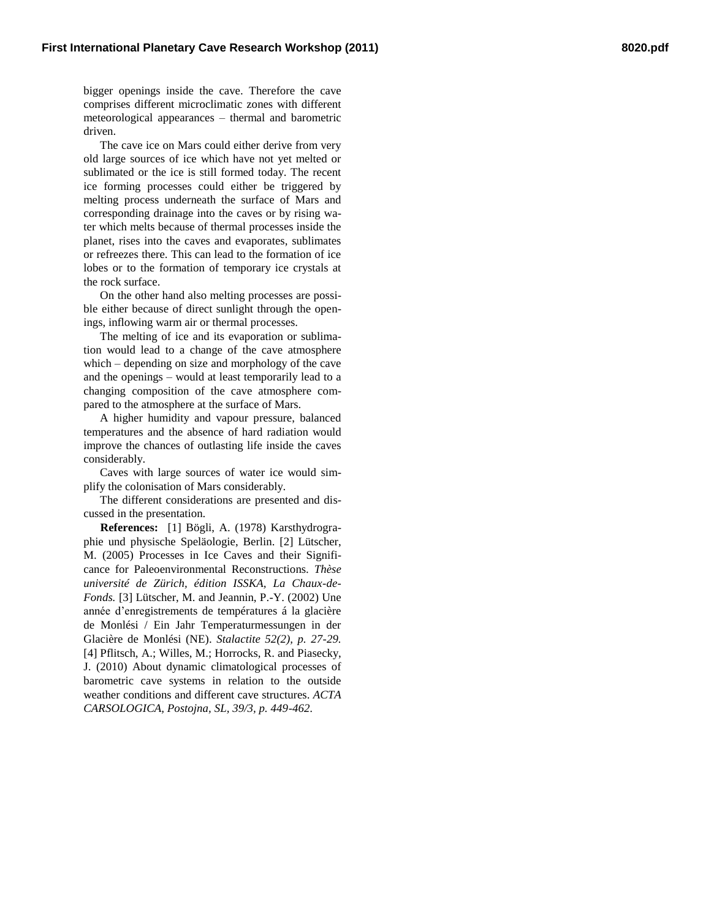bigger openings inside the cave. Therefore the cave comprises different microclimatic zones with different meteorological appearances – thermal and barometric driven.

The cave ice on Mars could either derive from very old large sources of ice which have not yet melted or sublimated or the ice is still formed today. The recent ice forming processes could either be triggered by melting process underneath the surface of Mars and corresponding drainage into the caves or by rising water which melts because of thermal processes inside the planet, rises into the caves and evaporates, sublimates or refreezes there. This can lead to the formation of ice lobes or to the formation of temporary ice crystals at the rock surface.

On the other hand also melting processes are possible either because of direct sunlight through the openings, inflowing warm air or thermal processes.

The melting of ice and its evaporation or sublimation would lead to a change of the cave atmosphere which – depending on size and morphology of the cave and the openings – would at least temporarily lead to a changing composition of the cave atmosphere compared to the atmosphere at the surface of Mars.

A higher humidity and vapour pressure, balanced temperatures and the absence of hard radiation would improve the chances of outlasting life inside the caves considerably.

Caves with large sources of water ice would simplify the colonisation of Mars considerably.

The different considerations are presented and discussed in the presentation.

**References:** [1] Bögli, A. (1978) Karsthydrographie und physische Speläologie, Berlin. [2] Lütscher, M. (2005) Processes in Ice Caves and their Significance for Paleoenvironmental Reconstructions. *Thèse université de Zürich, édition ISSKA, La Chaux-de-Fonds.* [3] Lütscher, M. and Jeannin, P.-Y. (2002) Une année d'enregistrements de températures á la glacière de Monlési / Ein Jahr Temperaturmessungen in der Glacière de Monlési (NE). *Stalactite 52(2), p. 27-29.* [4] Pflitsch, A.; Willes, M.; Horrocks, R. and Piasecky, J. (2010) About dynamic climatological processes of barometric cave systems in relation to the outside weather conditions and different cave structures. *ACTA CARSOLOGICA, Postojna, SL, 39/3, p. 449-462.*